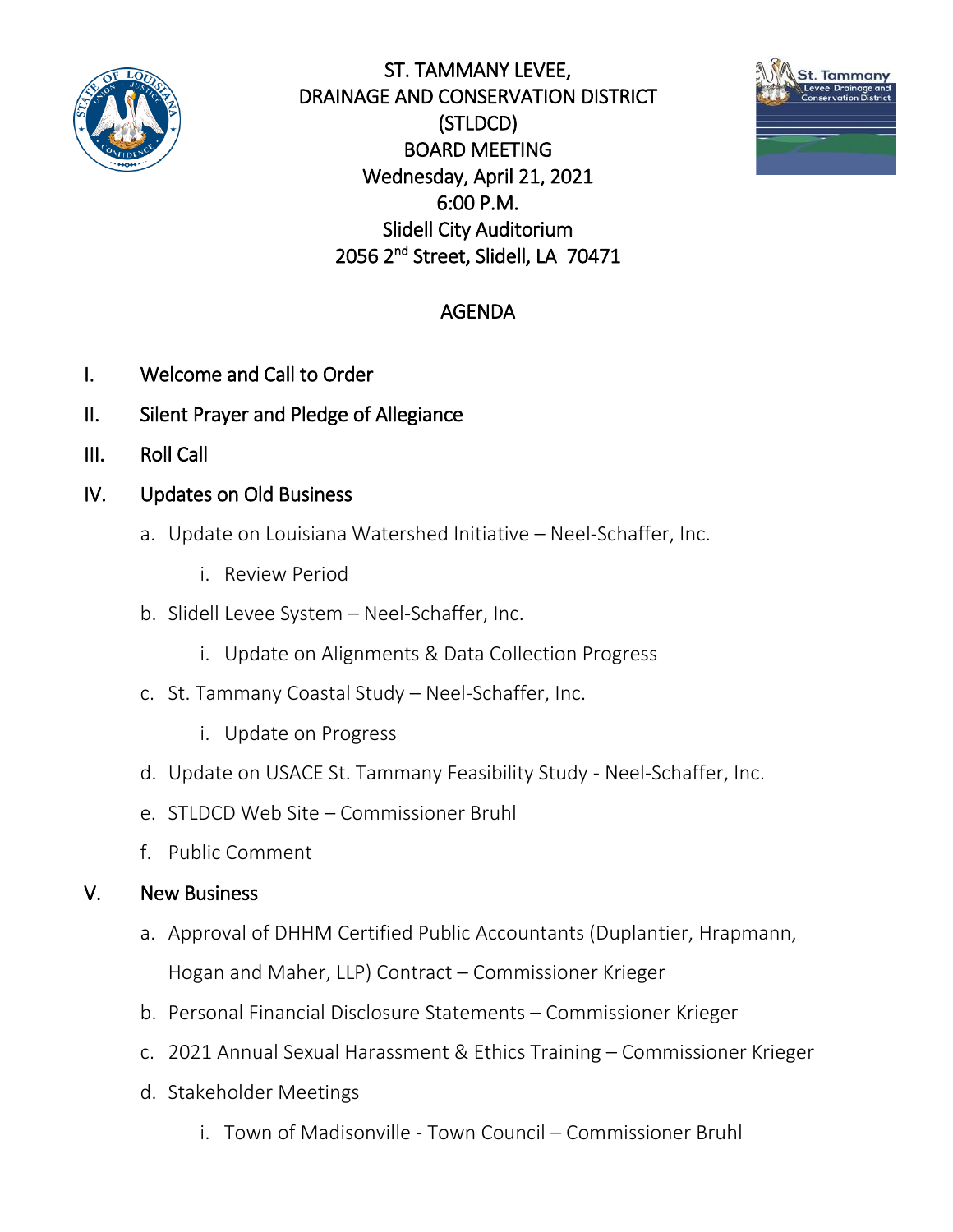# ST. TAMMANY LEVEE, DRAINAGE AND CONSERVATION DISTRICT (STLDCD) BOARD MEETING

Wednesday, April 21, 2021
6:00 P.M.
Slidell City Auditorium
2056 2nd Street, Slidell, LA 70471

## AGENDA

I. Welcome and Call to Order

II. Silent Prayer and Pledge of Allegiance

III. Roll Call

IV. Updates on Old Business

   a. Update on Louisiana Watershed Initiative – Neel-Schaffer, Inc.

      i. Review Period

   b. Slidell Levee System – Neel-Schaffer, Inc.

      i. Update on Alignments & Data Collection Progress

   c. St. Tammany Coastal Study – Neel-Schaffer, Inc.

      i. Update on Progress

   d. Update on USACE St. Tammany Feasibility Study - Neel-Schaffer, Inc.

   e. STLDCD Web Site – Commissioner Bruhl

   f. Public Comment

V. New Business

   a. Approval of DHHM Certified Public Accountants (Duplantier, Hrapmann, Hogan and Maher, LLP) Contract – Commissioner Krieger

   b. Personal Financial Disclosure Statements – Commissioner Krieger

   c. 2021 Annual Sexual Harassment & Ethics Training – Commissioner Krieger

   d. Stakeholder Meetings

      i. Town of Madisonville - Town Council – Commissioner Bruhl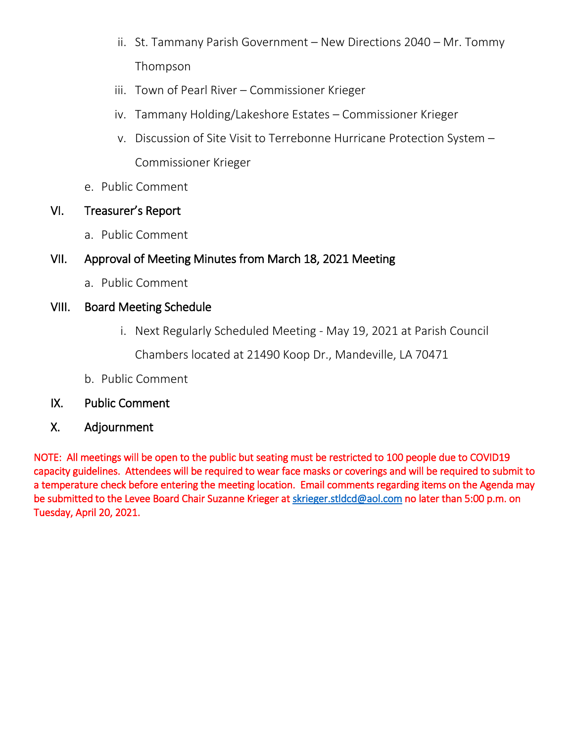ii. St. Tammany Parish Government – New Directions 2040 – Mr. Tommy Thompson
iii. Town of Pearl River – Commissioner Krieger
iv. Tammany Holding/Lakeshore Estates – Commissioner Krieger
v. Discussion of Site Visit to Terrebonne Hurricane Protection System – Commissioner Krieger

e. Public Comment

VI. Treasurer's Report

a. Public Comment

VII. Approval of Meeting Minutes from March 18, 2021 Meeting

a. Public Comment

VIII. Board Meeting Schedule

i. Next Regularly Scheduled Meeting - May 19, 2021 at Parish Council Chambers located at 21490 Koop Dr., Mandeville, LA 70471

b. Public Comment

IX. Public Comment

X. Adjournment

NOTE: All meetings will be open to the public but seating must be restricted to 100 people due to COVID19 capacity guidelines. Attendees will be required to wear face masks or coverings and will be required to submit to a temperature check before entering the meeting location. Email comments regarding items on the Agenda may be submitted to the Levee Board Chair Suzanne Krieger at skrieger.stldcd@aol.com no later than 5:00 p.m. on Tuesday, April 20, 2021.